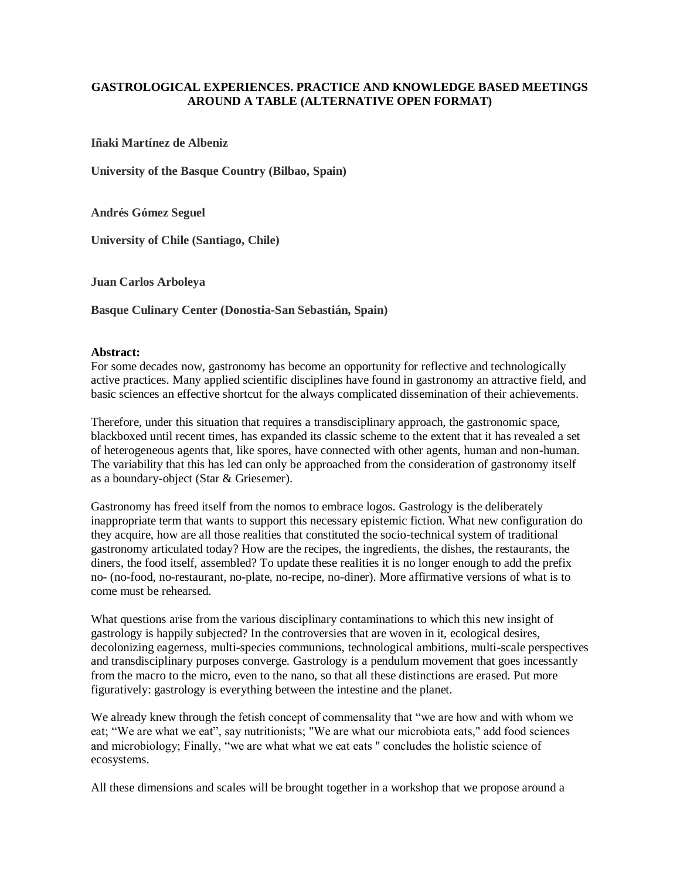# GASTROLOGICAL EXPERIENCES. PRACTICE AND KNOWLEDGE BASED MEETINGS AROUND A TABLE (ALTERNATIVE OPEN FORMAT)

**Iñaki Martínez de Albeniz**

**University of the Basque Country (Bilbao, Spain)**

**Andrés Gómez Seguel**

**University of Chile (Santiago, Chile)**

**Juan Carlos Arboleya**

**Basque Culinary Center (Donostia-San Sebastián, Spain)**

**Abstract:**

For some decades now, gastronomy has become an opportunity for reflective and technologically active practices. Many applied scientific disciplines have found in gastronomy an attractive field, and basic sciences an effective shortcut for the always complicated dissemination of their achievements.

Therefore, under this situation that requires a transdisciplinary approach, the gastronomic space, blackboxed until recent times, has expanded its classic scheme to the extent that it has revealed a set of heterogeneous agents that, like spores, have connected with other agents, human and non-human. The variability that this has led can only be approached from the consideration of gastronomy itself as a boundary-object (Star & Griesemer).

Gastronomy has freed itself from the nomos to embrace logos. Gastrology is the deliberately inappropriate term that wants to support this necessary epistemic fiction. What new configuration do they acquire, how are all those realities that constituted the socio-technical system of traditional gastronomy articulated today? How are the recipes, the ingredients, the dishes, the restaurants, the diners, the food itself, assembled? To update these realities it is no longer enough to add the prefix no- (no-food, no-restaurant, no-plate, no-recipe, no-diner). More affirmative versions of what is to come must be rehearsed.

What questions arise from the various disciplinary contaminations to which this new insight of gastrology is happily subjected? In the controversies that are woven in it, ecological desires, decolonizing eagerness, multi-species communions, technological ambitions, multi-scale perspectives and transdisciplinary purposes converge. Gastrology is a pendulum movement that goes incessantly from the macro to the micro, even to the nano, so that all these distinctions are erased. Put more figuratively: gastrology is everything between the intestine and the planet.

We already knew through the fetish concept of commensality that "we are how and with whom we eat; "We are what we eat", say nutritionists; "We are what our microbiota eats," add food sciences and microbiology; Finally, "we are what what we eat eats " concludes the holistic science of ecosystems.

All these dimensions and scales will be brought together in a workshop that we propose around a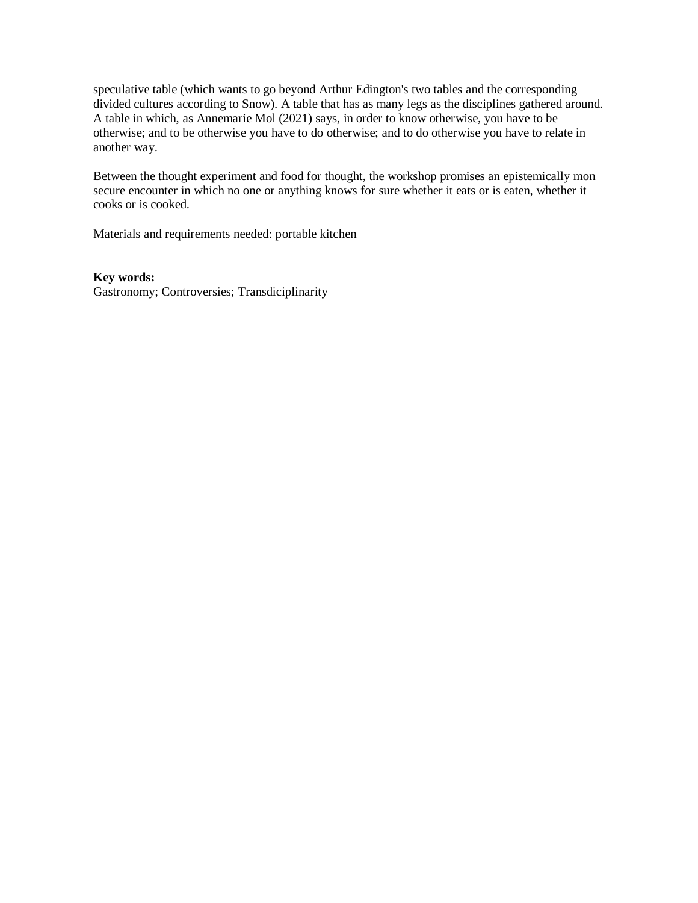speculative table (which wants to go beyond Arthur Edington's two tables and the corresponding divided cultures according to Snow). A table that has as many legs as the disciplines gathered around. A table in which, as Annemarie Mol (2021) says, in order to know otherwise, you have to be otherwise; and to be otherwise you have to do otherwise; and to do otherwise you have to relate in another way.

Between the thought experiment and food for thought, the workshop promises an epistemically mon secure encounter in which no one or anything knows for sure whether it eats or is eaten, whether it cooks or is cooked.

Materials and requirements needed: portable kitchen

**Key words:**
Gastronomy; Controversies; Transdiciplinarity